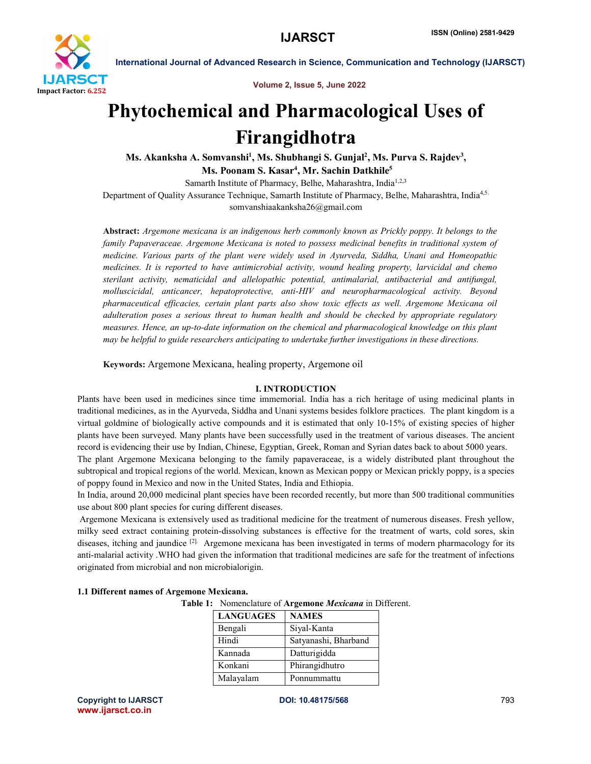# Phytochemical and Pharmacological Uses of Firangidhotra

**Ms. Akanksha A. Somvanshi[1], Ms. Shubhangi S. Gunjal[2], Ms. Purva S. Rajdev[3], Ms. Poonam S. Kasar[4], Mr. Sachin Datkhile[5]**

Samarth Institute of Pharmacy, Belhe, Maharashtra, India[1,2,3]

Department of Quality Assurance Technique, Samarth Institute of Pharmacy, Belhe, Maharashtra, India[4,5.]

somvanshiaakanksha26@gmail.com

**Abstract:** *Argemone mexicana is an indigenous herb commonly known as Prickly poppy. It belongs to the family Papaveraceae. Argemone Mexicana is noted to possess medicinal benefits in traditional system of medicine. Various parts of the plant were widely used in Ayurveda, Siddha, Unani and Homeopathic medicines. It is reported to have antimicrobial activity, wound healing property, larvicidal and chemo sterilant activity, nematicidal and allelopathic potential, antimalarial, antibacterial and antifungal, molluscicidal, anticancer, hepatoprotective, anti-HIV and neuropharmacological activity. Beyond pharmaceutical efficacies, certain plant parts also show toxic effects as well. Argemone Mexicana oil adulteration poses a serious threat to human health and should be checked by appropriate regulatory measures. Hence, an up-to-date information on the chemical and pharmacological knowledge on this plant may be helpful to guide researchers anticipating to undertake further investigations in these directions.*

**Keywords:** Argemone Mexicana, healing property, Argemone oil

## I. INTRODUCTION

Plants have been used in medicines since time immemorial. India has a rich heritage of using medicinal plants in traditional medicines, as in the Ayurveda, Siddha and Unani systems besides folklore practices. The plant kingdom is a virtual goldmine of biologically active compounds and it is estimated that only 10-15% of existing species of higher plants have been surveyed. Many plants have been successfully used in the treatment of various diseases. The ancient record is evidencing their use by Indian, Chinese, Egyptian, Greek, Roman and Syrian dates back to about 5000 years.

The plant Argemone Mexicana belonging to the family papaveraceae, is a widely distributed plant throughout the subtropical and tropical regions of the world. Mexican, known as Mexican poppy or Mexican prickly poppy, is a species of poppy found in Mexico and now in the United States, India and Ethiopia.

In India, around 20,000 medicinal plant species have been recorded recently, but more than 500 traditional communities use about 800 plant species for curing different diseases.

Argemone Mexicana is extensively used as traditional medicine for the treatment of numerous diseases. Fresh yellow, milky seed extract containing protein-dissolving substances is effective for the treatment of warts, cold sores, skin diseases, itching and jaundice [2]. Argemone mexicana has been investigated in terms of modern pharmacology for its anti-malarial activity .WHO had given the information that traditional medicines are safe for the treatment of infections originated from microbial and non microbialorigin.

### 1.1 Different names of Argemone Mexicana.

**Table 1:** Nomenclature of **Argemone *Mexicana*** in Different.

| LANGUAGES | NAMES |
|---|---|
| Bengali | Siyal-Kanta |
| Hindi | Satyanashi, Bharband |
| Kannada | Datturigidda |
| Konkani | Phirangidhutro |
| Malayalam | Ponnummattu |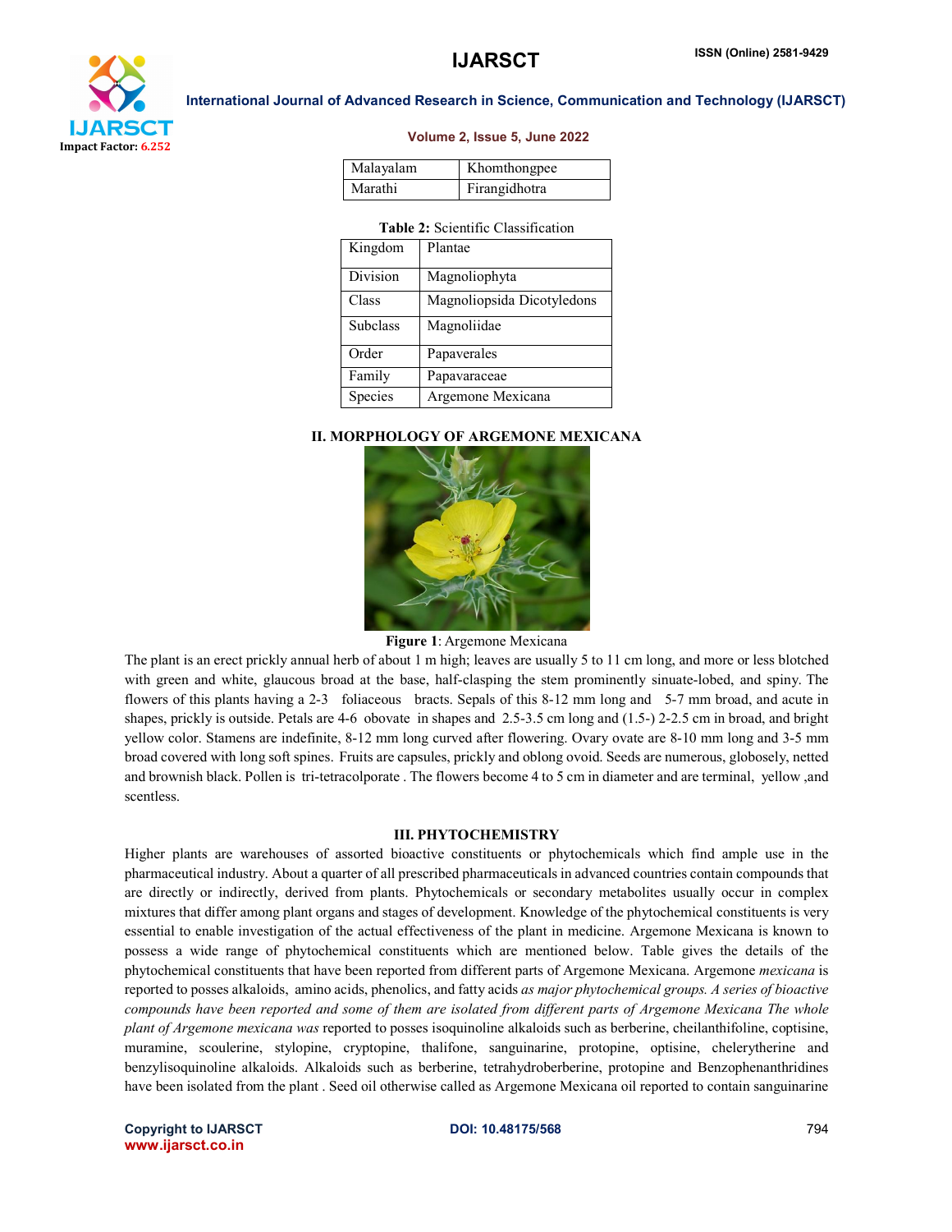| Malayalam | Khomthongpee |
|---|---|
| Marathi | Firangidhotra |

**Table 2:** Scientific Classification

| Kingdom | Plantae |
|---|---|
| Division | Magnoliophyta |
| Class | Magnoliopsida Dicotyledons |
| Subclass | Magnoliidae |
| Order | Papaverales |
| Family | Papavaraceae |
| Species | Argemone Mexicana |

## II. MORPHOLOGY OF ARGEMONE MEXICANA

**Figure 1**: Argemone Mexicana

The plant is an erect prickly annual herb of about 1 m high; leaves are usually 5 to 11 cm long, and more or less blotched with green and white, glaucous broad at the base, half-clasping the stem prominently sinuate-lobed, and spiny. The flowers of this plants having a 2-3 foliaceous bracts. Sepals of this 8-12 mm long and 5-7 mm broad, and acute in shapes, prickly is outside. Petals are 4-6 obovate in shapes and 2.5-3.5 cm long and (1.5-) 2-2.5 cm in broad, and bright yellow color. Stamens are indefinite, 8-12 mm long curved after flowering. Ovary ovate are 8-10 mm long and 3-5 mm broad covered with long soft spines. Fruits are capsules, prickly and oblong ovoid. Seeds are numerous, globosely, netted and brownish black. Pollen is tri-tetracolporate . The flowers become 4 to 5 cm in diameter and are terminal, yellow ,and scentless.

## III. PHYTOCHEMISTRY

Higher plants are warehouses of assorted bioactive constituents or phytochemicals which find ample use in the pharmaceutical industry. About a quarter of all prescribed pharmaceuticals in advanced countries contain compounds that are directly or indirectly, derived from plants. Phytochemicals or secondary metabolites usually occur in complex mixtures that differ among plant organs and stages of development. Knowledge of the phytochemical constituents is very essential to enable investigation of the actual effectiveness of the plant in medicine. Argemone Mexicana is known to possess a wide range of phytochemical constituents which are mentioned below. Table gives the details of the phytochemical constituents that have been reported from different parts of Argemone Mexicana. Argemone *mexicana* is reported to posses alkaloids, amino acids, phenolics, and fatty acids *as major phytochemical groups. A series of bioactive compounds have been reported and some of them are isolated from different parts of Argemone Mexicana The whole plant of Argemone mexicana was* reported to posses isoquinoline alkaloids such as berberine, cheilanthifoline, coptisine, muramine, scoulerine, stylopine, cryptopine, thalifone, sanguinarine, protopine, optisine, chelerytherine and benzylisoquinoline alkaloids. Alkaloids such as berberine, tetrahydroberberine, protopine and Benzophenanthridines have been isolated from the plant . Seed oil otherwise called as Argemone Mexicana oil reported to contain sanguinarine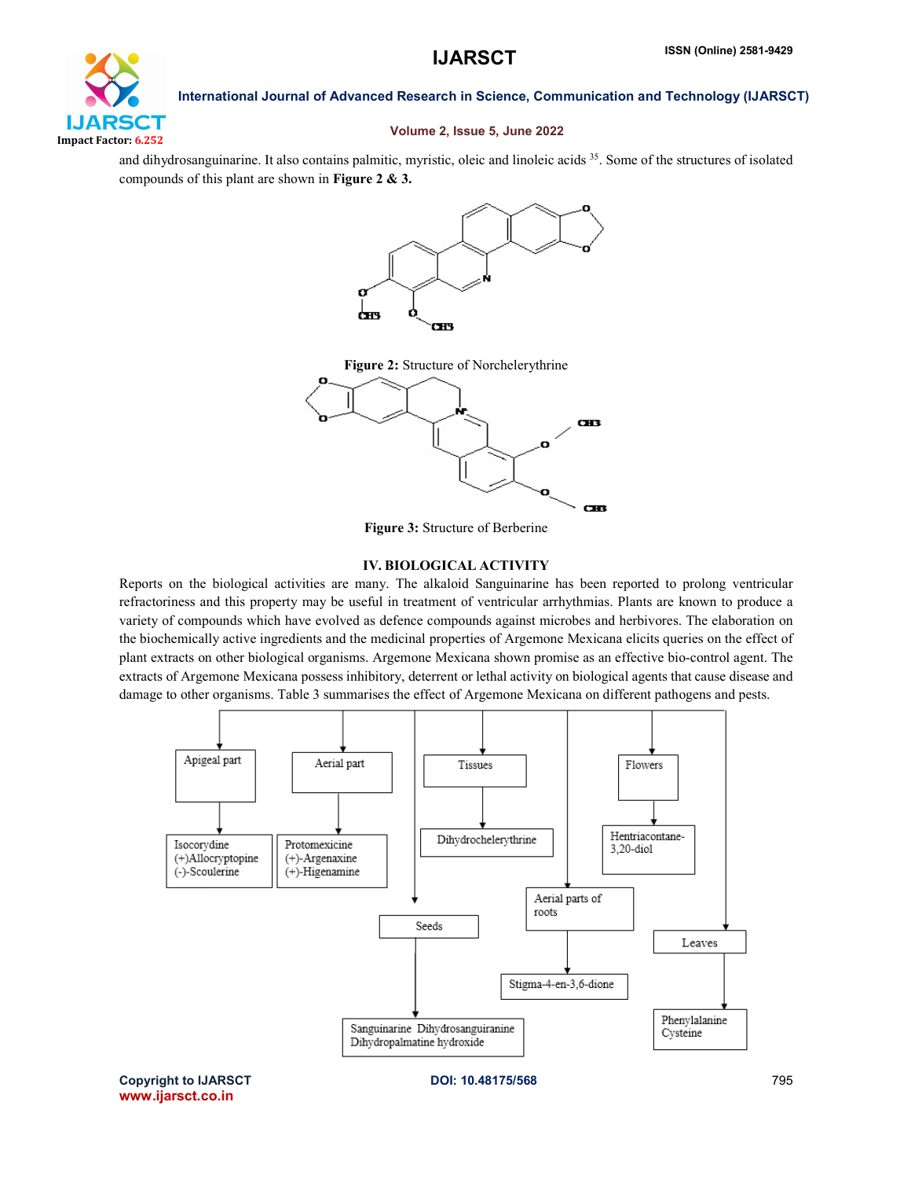and dihydrosanguinarine. It also contains palmitic, myristic, oleic and linoleic acids [35]. Some of the structures of isolated compounds of this plant are shown in **Figure 2 & 3.**

**Figure 2:** Structure of Norchelerythrine

**Figure 3:** Structure of Berberine

## IV. BIOLOGICAL ACTIVITY

Reports on the biological activities are many. The alkaloid Sanguinarine has been reported to prolong ventricular refractoriness and this property may be useful in treatment of ventricular arrhythmias. Plants are known to produce a variety of compounds which have evolved as defence compounds against microbes and herbivores. The elaboration on the biochemically active ingredients and the medicinal properties of Argemone Mexicana elicits queries on the effect of plant extracts on other biological organisms. Argemone Mexicana shown promise as an effective bio-control agent. The extracts of Argemone Mexicana possess inhibitory, deterrent or lethal activity on biological agents that cause disease and damage to other organisms. Table 3 summarises the effect of Argemone Mexicana on different pathogens and pests.

- Apigeal part → Isocorydine, (+)Allocryptopine, (-)-Scoulerine
- Aerial part → Protomexicine, (+)-Argenaxine, (+)-Higenamine
- Tissues → Dihydrochelerythrine
- Seeds → Sanguinarine, Dihydrosanguiranine, Dihydropalmatine hydroxide
- Aerial parts of roots → Stigma-4-en-3,6-dione
- Flowers → Hentriacontane-3,20-diol
- Leaves → Phenylalanine, Cysteine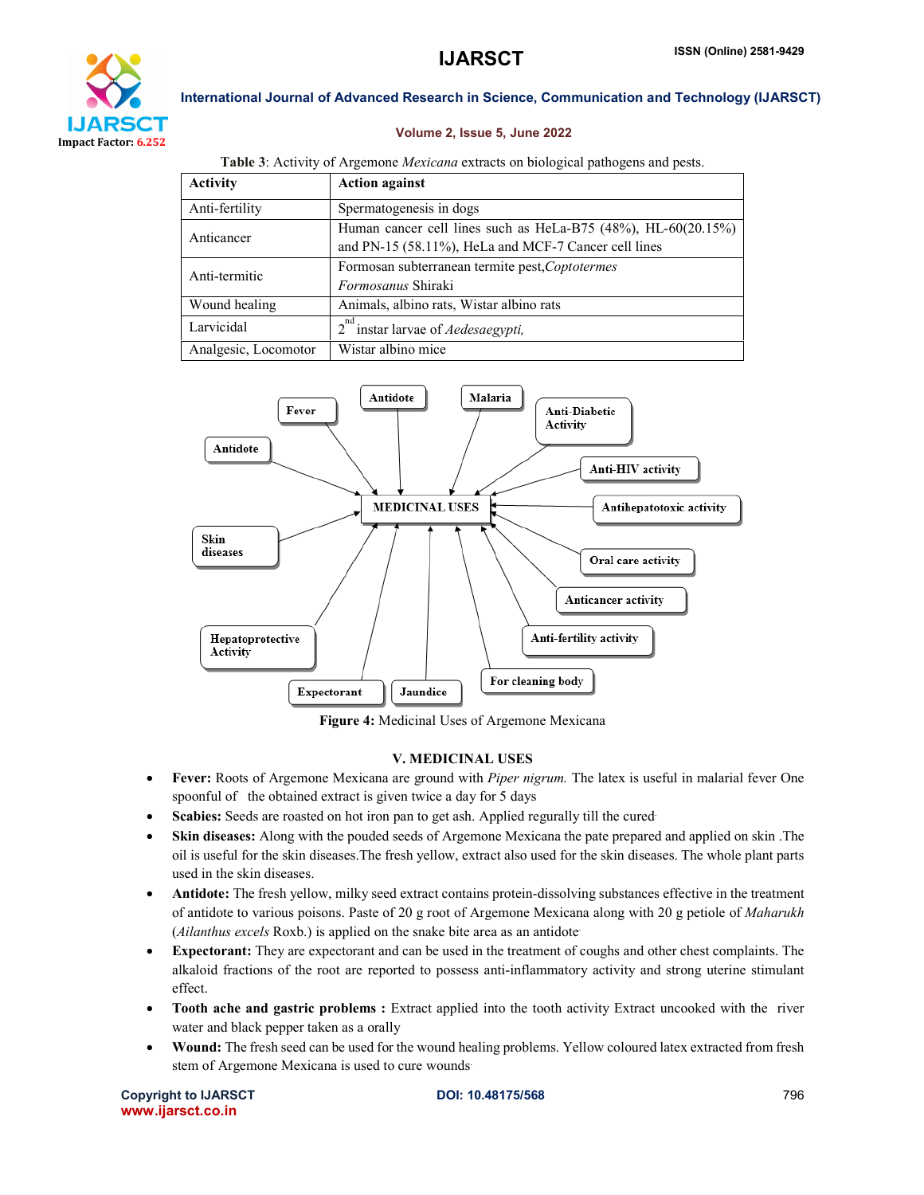Table 3: Activity of Argemone *Mexicana* extracts on biological pathogens and pests.

| Activity | Action against |
|---|---|
| Anti-fertility | Spermatogenesis in dogs |
| Anticancer | Human cancer cell lines such as HeLa-B75 (48%), HL-60(20.15%) and PN-15 (58.11%), HeLa and MCF-7 Cancer cell lines |
| Anti-termitic | Formosan subterranean termite pest,*Coptotermes Formosanus* Shiraki |
| Wound healing | Animals, albino rats, Wistar albino rats |
| Larvicidal | 2nd instar larvae of *Aedesaegypti,* |
| Analgesic, Locomotor | Wistar albino mice |

**Figure 4:** Medicinal Uses of Argemone Mexicana

## V. MEDICINAL USES

- **Fever:** Roots of Argemone Mexicana are ground with *Piper nigrum.* The latex is useful in malarial fever One spoonful of  the obtained extract is given twice a day for 5 days
- **Scabies:** Seeds are roasted on hot iron pan to get ash. Applied regurally till the cured.
- **Skin diseases:** Along with the pouded seeds of Argemone Mexicana the pate prepared and applied on skin .The oil is useful for the skin diseases.The fresh yellow, extract also used for the skin diseases. The whole plant parts used in the skin diseases.
- **Antidote:** The fresh yellow, milky seed extract contains protein-dissolving substances effective in the treatment of antidote to various poisons. Paste of 20 g root of Argemone Mexicana along with 20 g petiole of *Maharukh* (*Ailanthus excels* Roxb.) is applied on the snake bite area as an antidote.
- **Expectorant:** They are expectorant and can be used in the treatment of coughs and other chest complaints. The alkaloid fractions of the root are reported to possess anti-inflammatory activity and strong uterine stimulant effect.
- **Tooth ache and gastric problems :** Extract applied into the tooth activity Extract uncooked with the  river water and black pepper taken as a orally
- **Wound:** The fresh seed can be used for the wound healing problems. Yellow coloured latex extracted from fresh stem of Argemone Mexicana is used to cure wounds.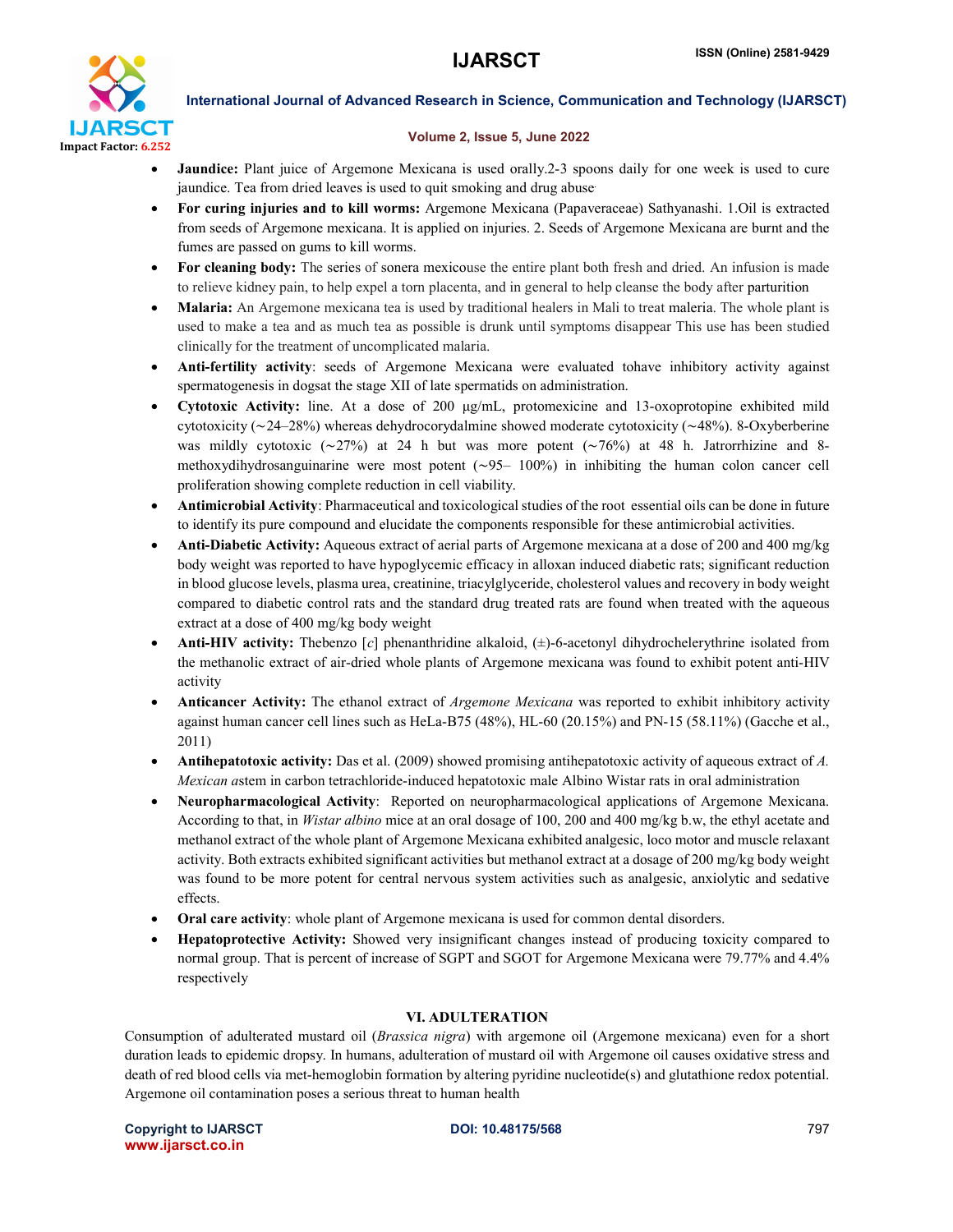- **Jaundice:** Plant juice of Argemone Mexicana is used orally.2-3 spoons daily for one week is used to cure jaundice. Tea from dried leaves is used to quit smoking and drug abuse·
- **For curing injuries and to kill worms:** Argemone Mexicana (Papaveraceae) Sathyanashi. 1.Oil is extracted from seeds of Argemone mexicana. It is applied on injuries. 2. Seeds of Argemone Mexicana are burnt and the fumes are passed on gums to kill worms.
- **For cleaning body:** The series of sonera mexicouse the entire plant both fresh and dried. An infusion is made to relieve kidney pain, to help expel a torn placenta, and in general to help cleanse the body after parturition
- **Malaria:** An Argemone mexicana tea is used by traditional healers in Mali to treat maleria. The whole plant is used to make a tea and as much tea as possible is drunk until symptoms disappear This use has been studied clinically for the treatment of uncomplicated malaria.
- **Anti-fertility activity**: seeds of Argemone Mexicana were evaluated tohave inhibitory activity against spermatogenesis in dogsat the stage XII of late spermatids on administration.
- **Cytotoxic Activity:** line. At a dose of 200 µg/mL, protomexicine and 13-oxoprotopine exhibited mild cytotoxicity (∼24–28%) whereas dehydrocorydalmine showed moderate cytotoxicity (∼48%). 8-Oxyberberine was mildly cytotoxic (∼27%) at 24 h but was more potent (∼76%) at 48 h. Jatrorrhizine and 8-methoxydihydrosanguinarine were most potent (∼95– 100%) in inhibiting the human colon cancer cell proliferation showing complete reduction in cell viability.
- **Antimicrobial Activity**: Pharmaceutical and toxicological studies of the root essential oils can be done in future to identify its pure compound and elucidate the components responsible for these antimicrobial activities.
- **Anti-Diabetic Activity:** Aqueous extract of aerial parts of Argemone mexicana at a dose of 200 and 400 mg/kg body weight was reported to have hypoglycemic efficacy in alloxan induced diabetic rats; significant reduction in blood glucose levels, plasma urea, creatinine, triacylglyceride, cholesterol values and recovery in body weight compared to diabetic control rats and the standard drug treated rats are found when treated with the aqueous extract at a dose of 400 mg/kg body weight
- **Anti-HIV activity:** Thebenzo [*c*] phenanthridine alkaloid, (±)-6-acetonyl dihydrochelerythrine isolated from the methanolic extract of air-dried whole plants of Argemone mexicana was found to exhibit potent anti-HIV activity
- **Anticancer Activity:** The ethanol extract of *Argemone Mexicana* was reported to exhibit inhibitory activity against human cancer cell lines such as HeLa-B75 (48%), HL-60 (20.15%) and PN-15 (58.11%) (Gacche et al., 2011)
- **Antihepatotoxic activity:** Das et al. (2009) showed promising antihepatotoxic activity of aqueous extract of *A. Mexican a*stem in carbon tetrachloride-induced hepatotoxic male Albino Wistar rats in oral administration
- **Neuropharmacological Activity**: Reported on neuropharmacological applications of Argemone Mexicana. According to that, in *Wistar albino* mice at an oral dosage of 100, 200 and 400 mg/kg b.w, the ethyl acetate and methanol extract of the whole plant of Argemone Mexicana exhibited analgesic, loco motor and muscle relaxant activity. Both extracts exhibited significant activities but methanol extract at a dosage of 200 mg/kg body weight was found to be more potent for central nervous system activities such as analgesic, anxiolytic and sedative effects.
- **Oral care activity**: whole plant of Argemone mexicana is used for common dental disorders.
- **Hepatoprotective Activity:** Showed very insignificant changes instead of producing toxicity compared to normal group. That is percent of increase of SGPT and SGOT for Argemone Mexicana were 79.77% and 4.4% respectively

## VI. ADULTERATION

Consumption of adulterated mustard oil (*Brassica nigra*) with argemone oil (Argemone mexicana) even for a short duration leads to epidemic dropsy. In humans, adulteration of mustard oil with Argemone oil causes oxidative stress and death of red blood cells via met-hemoglobin formation by altering pyridine nucleotide(s) and glutathione redox potential. Argemone oil contamination poses a serious threat to human health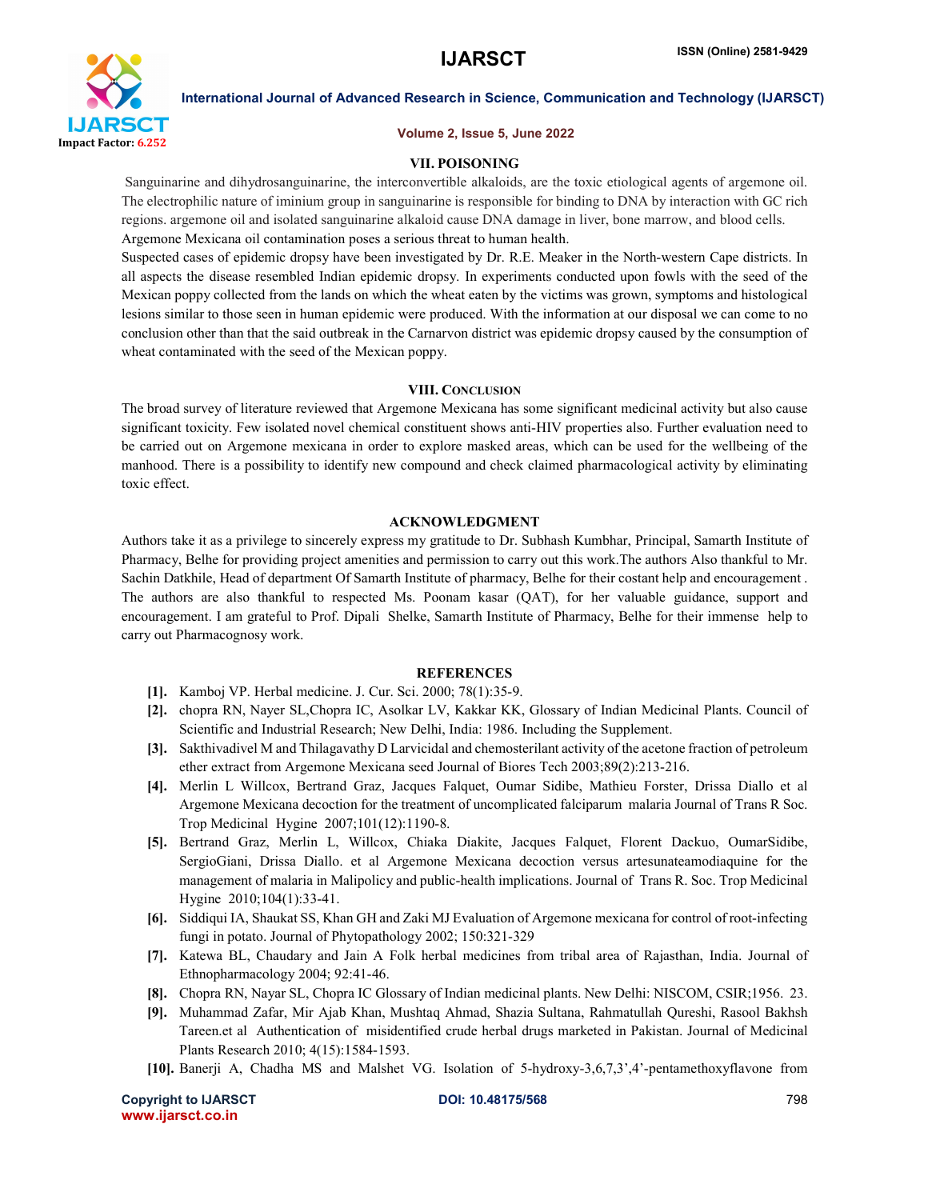## VII. POISONING

Sanguinarine and dihydrosanguinarine, the interconvertible alkaloids, are the toxic etiological agents of argemone oil. The electrophilic nature of iminium group in sanguinarine is responsible for binding to DNA by interaction with GC rich regions. argemone oil and isolated sanguinarine alkaloid cause DNA damage in liver, bone marrow, and blood cells. Argemone Mexicana oil contamination poses a serious threat to human health.

Suspected cases of epidemic dropsy have been investigated by Dr. R.E. Meaker in the North-western Cape districts. In all aspects the disease resembled Indian epidemic dropsy. In experiments conducted upon fowls with the seed of the Mexican poppy collected from the lands on which the wheat eaten by the victims was grown, symptoms and histological lesions similar to those seen in human epidemic were produced. With the information at our disposal we can come to no conclusion other than that the said outbreak in the Carnarvon district was epidemic dropsy caused by the consumption of wheat contaminated with the seed of the Mexican poppy.

## VIII. CONCLUSION

The broad survey of literature reviewed that Argemone Mexicana has some significant medicinal activity but also cause significant toxicity. Few isolated novel chemical constituent shows anti-HIV properties also. Further evaluation need to be carried out on Argemone mexicana in order to explore masked areas, which can be used for the wellbeing of the manhood. There is a possibility to identify new compound and check claimed pharmacological activity by eliminating toxic effect.

## ACKNOWLEDGMENT

Authors take it as a privilege to sincerely express my gratitude to Dr. Subhash Kumbhar, Principal, Samarth Institute of Pharmacy, Belhe for providing project amenities and permission to carry out this work.The authors Also thankful to Mr. Sachin Datkhile, Head of department Of Samarth Institute of pharmacy, Belhe for their costant help and encouragement . The authors are also thankful to respected Ms. Poonam kasar (QAT), for her valuable guidance, support and encouragement. I am grateful to Prof. Dipali Shelke, Samarth Institute of Pharmacy, Belhe for their immense help to carry out Pharmacognosy work.

## REFERENCES

[1]. Kamboj VP. Herbal medicine. J. Cur. Sci. 2000; 78(1):35-9.

[2]. chopra RN, Nayer SL,Chopra IC, Asolkar LV, Kakkar KK, Glossary of Indian Medicinal Plants. Council of Scientific and Industrial Research; New Delhi, India: 1986. Including the Supplement.

[3]. Sakthivadivel M and Thilagavathy D Larvicidal and chemosterilant activity of the acetone fraction of petroleum ether extract from Argemone Mexicana seed Journal of Biores Tech 2003;89(2):213-216.

[4]. Merlin L Willcox, Bertrand Graz, Jacques Falquet, Oumar Sidibe, Mathieu Forster, Drissa Diallo et al Argemone Mexicana decoction for the treatment of uncomplicated falciparum malaria Journal of Trans R Soc. Trop Medicinal Hygine 2007;101(12):1190-8.

[5]. Bertrand Graz, Merlin L, Willcox, Chiaka Diakite, Jacques Falquet, Florent Dackuo, OumarSidibe, SergioGiani, Drissa Diallo. et al Argemone Mexicana decoction versus artesunateamodiaquine for the management of malaria in Malipolicy and public-health implications. Journal of Trans R. Soc. Trop Medicinal Hygine 2010;104(1):33-41.

[6]. Siddiqui IA, Shaukat SS, Khan GH and Zaki MJ Evaluation of Argemone mexicana for control of root-infecting fungi in potato. Journal of Phytopathology 2002; 150:321-329

[7]. Katewa BL, Chaudary and Jain A Folk herbal medicines from tribal area of Rajasthan, India. Journal of Ethnopharmacology 2004; 92:41-46.

[8]. Chopra RN, Nayar SL, Chopra IC Glossary of Indian medicinal plants. New Delhi: NISCOM, CSIR;1956. 23.

[9]. Muhammad Zafar, Mir Ajab Khan, Mushtaq Ahmad, Shazia Sultana, Rahmatullah Qureshi, Rasool Bakhsh Tareen.et al Authentication of misidentified crude herbal drugs marketed in Pakistan. Journal of Medicinal Plants Research 2010; 4(15):1584-1593.

[10]. Banerji A, Chadha MS and Malshet VG. Isolation of 5-hydroxy-3,6,7,3',4'-pentamethoxyflavone from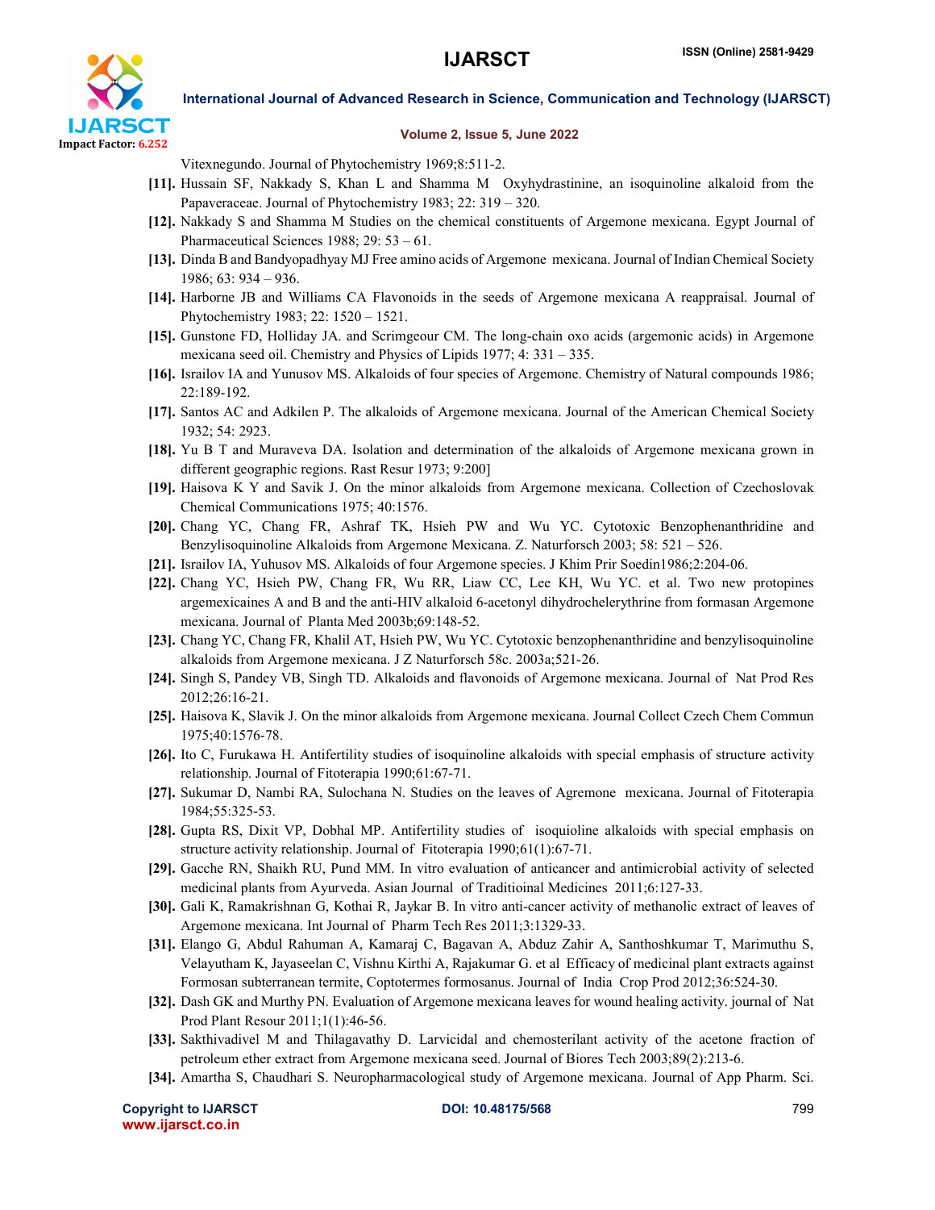Vitexnegundo. Journal of Phytochemistry 1969;8:511-2.

**[11].** Hussain SF, Nakkady S, Khan L and Shamma M Oxyhydrastinine, an isoquinoline alkaloid from the Papaveraceae. Journal of Phytochemistry 1983; 22: 319 – 320.

**[12].** Nakkady S and Shamma M Studies on the chemical constituents of Argemone mexicana. Egypt Journal of Pharmaceutical Sciences 1988; 29: 53 – 61.

**[13].** Dinda B and Bandyopadhyay MJ Free amino acids of Argemone mexicana. Journal of Indian Chemical Society 1986; 63: 934 – 936.

**[14].** Harborne JB and Williams CA Flavonoids in the seeds of Argemone mexicana A reappraisal. Journal of Phytochemistry 1983; 22: 1520 – 1521.

**[15].** Gunstone FD, Holliday JA. and Scrimgeour CM. The long-chain oxo acids (argemonic acids) in Argemone mexicana seed oil. Chemistry and Physics of Lipids 1977; 4: 331 – 335.

**[16].** Israilov IA and Yunusov MS. Alkaloids of four species of Argemone. Chemistry of Natural compounds 1986; 22:189-192.

**[17].** Santos AC and Adkilen P. The alkaloids of Argemone mexicana. Journal of the American Chemical Society 1932; 54: 2923.

**[18].** Yu B T and Muraveva DA. Isolation and determination of the alkaloids of Argemone mexicana grown in different geographic regions. Rast Resur 1973; 9:200]

**[19].** Haisova K Y and Savik J. On the minor alkaloids from Argemone mexicana. Collection of Czechoslovak Chemical Communications 1975; 40:1576.

**[20].** Chang YC, Chang FR, Ashraf TK, Hsieh PW and Wu YC. Cytotoxic Benzophenanthridine and Benzylisoquinoline Alkaloids from Argemone Mexicana. Z. Naturforsch 2003; 58: 521 – 526.

**[21].** Israilov IA, Yuhusov MS. Alkaloids of four Argemone species. J Khim Prir Soedin1986;2:204-06.

**[22].** Chang YC, Hsieh PW, Chang FR, Wu RR, Liaw CC, Lee KH, Wu YC. et al. Two new protopines argemexicaines A and B and the anti-HIV alkaloid 6-acetonyl dihydrochelerythrine from formasan Argemone mexicana. Journal of Planta Med 2003b;69:148-52.

**[23].** Chang YC, Chang FR, Khalil AT, Hsieh PW, Wu YC. Cytotoxic benzophenanthridine and benzylisoquinoline alkaloids from Argemone mexicana. J Z Naturforsch 58c. 2003a;521-26.

**[24].** Singh S, Pandey VB, Singh TD. Alkaloids and flavonoids of Argemone mexicana. Journal of Nat Prod Res 2012;26:16-21.

**[25].** Haisova K, Slavik J. On the minor alkaloids from Argemone mexicana. Journal Collect Czech Chem Commun 1975;40:1576-78.

**[26].** Ito C, Furukawa H. Antifertility studies of isoquinoline alkaloids with special emphasis of structure activity relationship. Journal of Fitoterapia 1990;61:67-71.

**[27].** Sukumar D, Nambi RA, Sulochana N. Studies on the leaves of Agremone mexicana. Journal of Fitoterapia 1984;55:325-53.

**[28].** Gupta RS, Dixit VP, Dobhal MP. Antifertility studies of isoquioline alkaloids with special emphasis on structure activity relationship. Journal of Fitoterapia 1990;61(1):67-71.

**[29].** Gacche RN, Shaikh RU, Pund MM. In vitro evaluation of anticancer and antimicrobial activity of selected medicinal plants from Ayurveda. Asian Journal of Traditioinal Medicines 2011;6:127-33.

**[30].** Gali K, Ramakrishnan G, Kothai R, Jaykar B. In vitro anti-cancer activity of methanolic extract of leaves of Argemone mexicana. Int Journal of Pharm Tech Res 2011;3:1329-33.

**[31].** Elango G, Abdul Rahuman A, Kamaraj C, Bagavan A, Abduz Zahir A, Santhoshkumar T, Marimuthu S, Velayutham K, Jayaseelan C, Vishnu Kirthi A, Rajakumar G. et al Efficacy of medicinal plant extracts against Formosan subterranean termite, Coptotermes formosanus. Journal of India Crop Prod 2012;36:524-30.

**[32].** Dash GK and Murthy PN. Evaluation of Argemone mexicana leaves for wound healing activity. journal of Nat Prod Plant Resour 2011;1(1):46-56.

**[33].** Sakthivadivel M and Thilagavathy D. Larvicidal and chemosterilant activity of the acetone fraction of petroleum ether extract from Argemone mexicana seed. Journal of Biores Tech 2003;89(2):213-6.

**[34].** Amartha S, Chaudhari S. Neuropharmacological study of Argemone mexicana. Journal of App Pharm. Sci.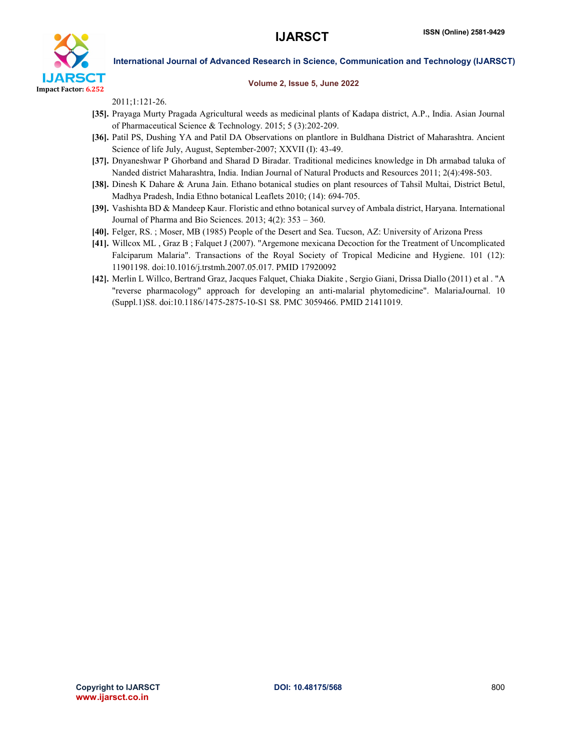2011;1:121-26.

**[35].** Prayaga Murty Pragada Agricultural weeds as medicinal plants of Kadapa district, A.P., India. Asian Journal of Pharmaceutical Science & Technology. 2015; 5 (3):202-209.

**[36].** Patil PS, Dushing YA and Patil DA Observations on plantlore in Buldhana District of Maharashtra. Ancient Science of life July, August, September-2007; XXVII (I): 43-49.

**[37].** Dnyaneshwar P Ghorband and Sharad D Biradar. Traditional medicines knowledge in Dh armabad taluka of Nanded district Maharashtra, India. Indian Journal of Natural Products and Resources 2011; 2(4):498-503.

**[38].** Dinesh K Dahare & Aruna Jain. Ethano botanical studies on plant resources of Tahsil Multai, District Betul, Madhya Pradesh, India Ethno botanical Leaflets 2010; (14): 694-705.

**[39].** Vashishta BD & Mandeep Kaur. Floristic and ethno botanical survey of Ambala district, Haryana. International Journal of Pharma and Bio Sciences. 2013; 4(2): 353 – 360.

**[40].** Felger, RS. ; Moser, MB (1985) People of the Desert and Sea. Tucson, AZ: University of Arizona Press

**[41].** Willcox ML , Graz B ; Falquet J (2007). "Argemone mexicana Decoction for the Treatment of Uncomplicated Falciparum Malaria". Transactions of the Royal Society of Tropical Medicine and Hygiene. 101 (12): 11901198. doi:10.1016/j.trstmh.2007.05.017. PMID 17920092

**[42].** Merlin L Willco, Bertrand Graz, Jacques Falquet, Chiaka Diakite , Sergio Giani, Drissa Diallo (2011) et al . "A "reverse pharmacology" approach for developing an anti-malarial phytomedicine". MalariaJournal. 10 (Suppl.1)S8. doi:10.1186/1475-2875-10-S1 S8. PMC 3059466. PMID 21411019.